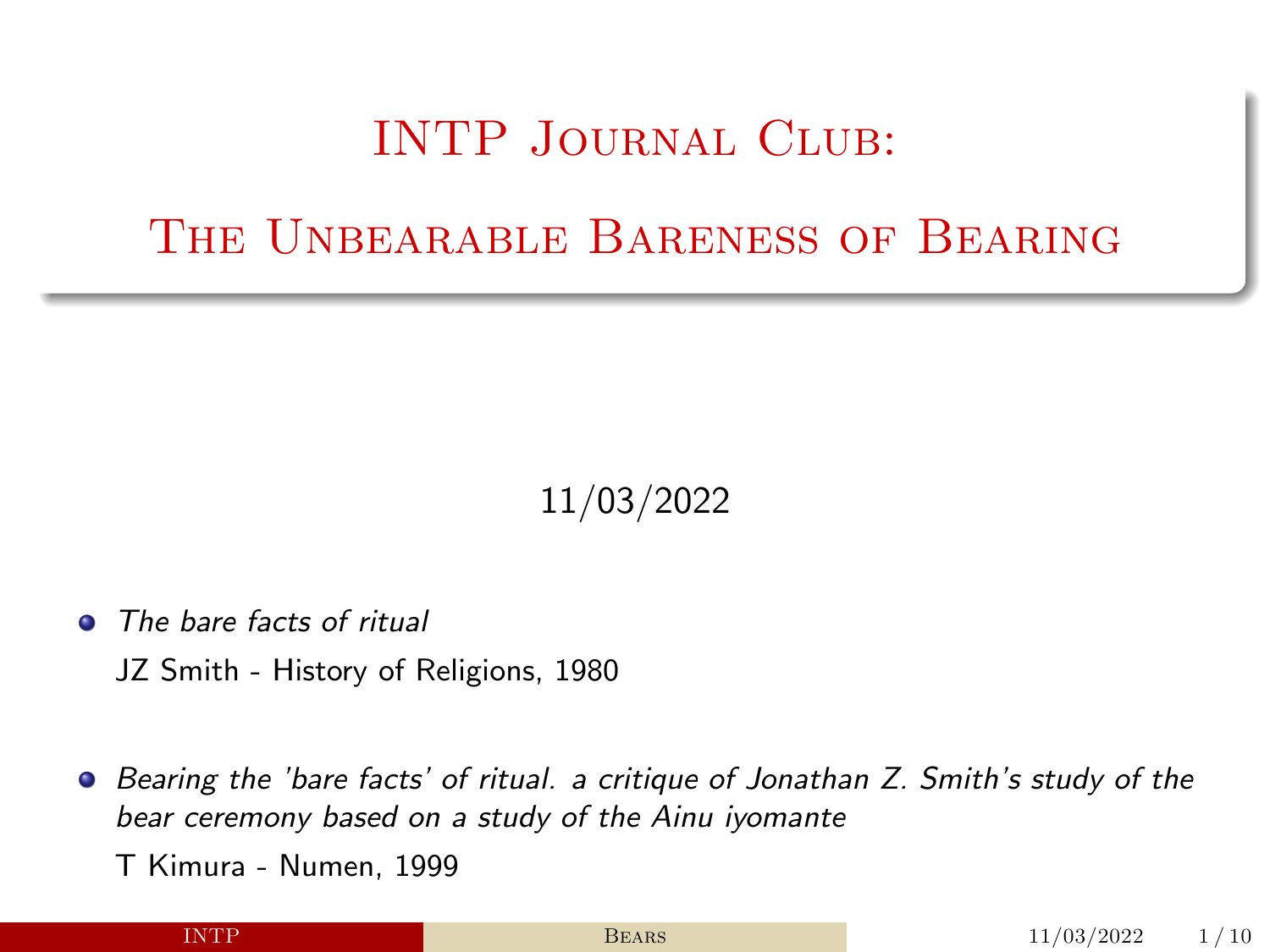# INTP Journal Club:

# The Unbearable Bareness of Bearing

11/03/2022

- *The bare facts of ritual*

  JZ Smith - History of Religions, 1980

- *Bearing the 'bare facts' of ritual. a critique of Jonathan Z. Smith's study of the bear ceremony based on a study of the Ainu iyomante*

  T Kimura - Numen, 1999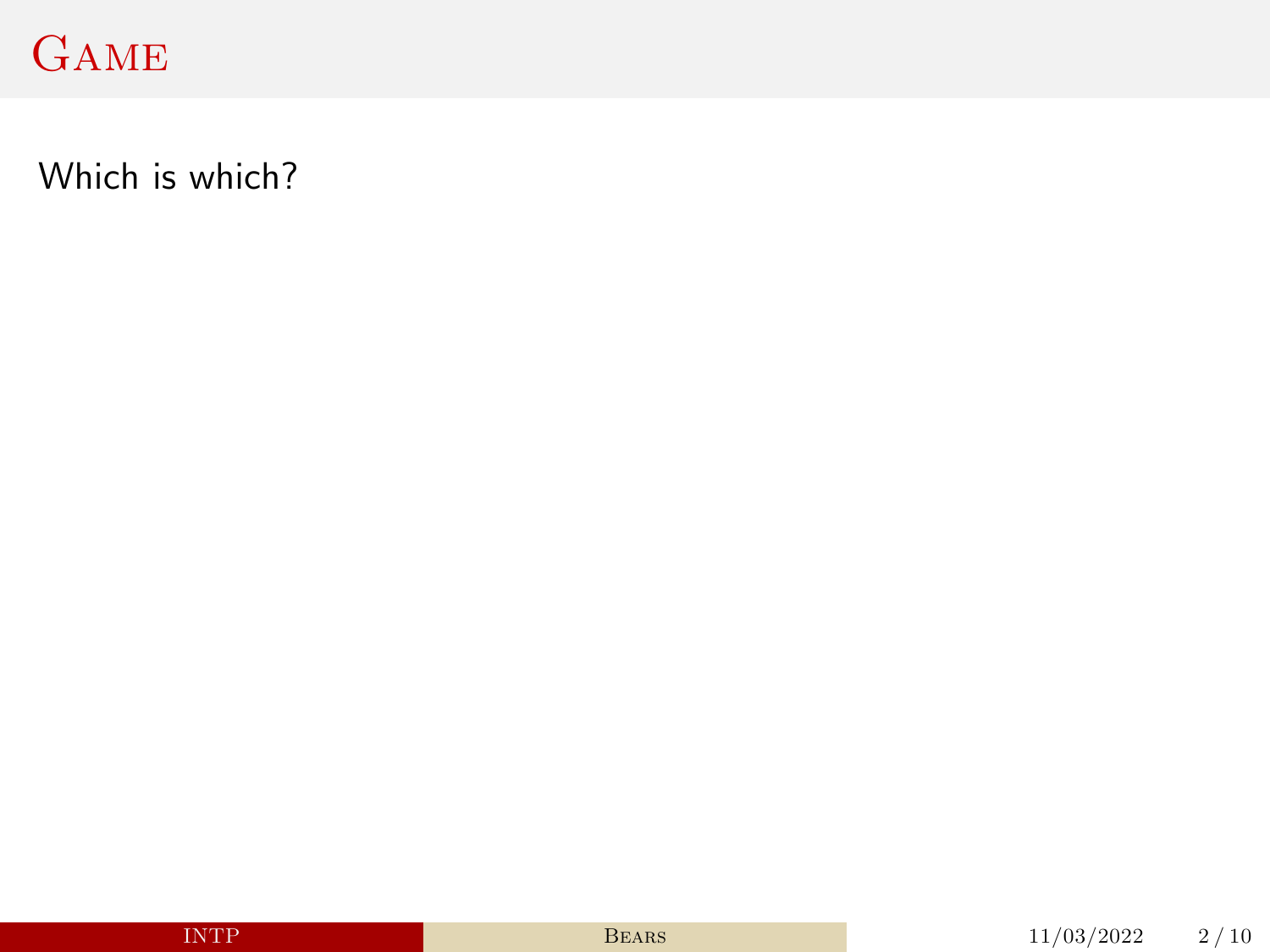# Game

Which is which?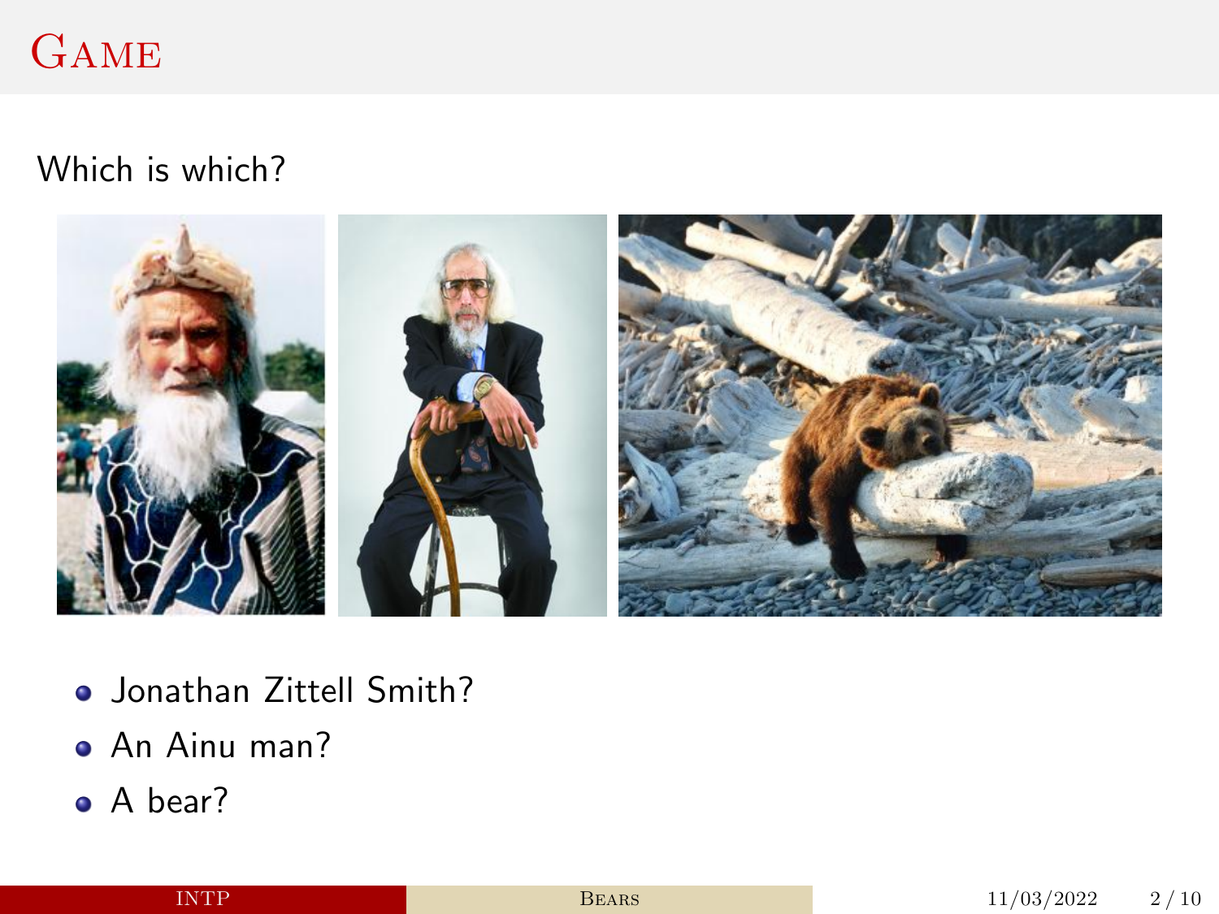# Game

Which is which?

- Jonathan Zittell Smith?
- An Ainu man?
- A bear?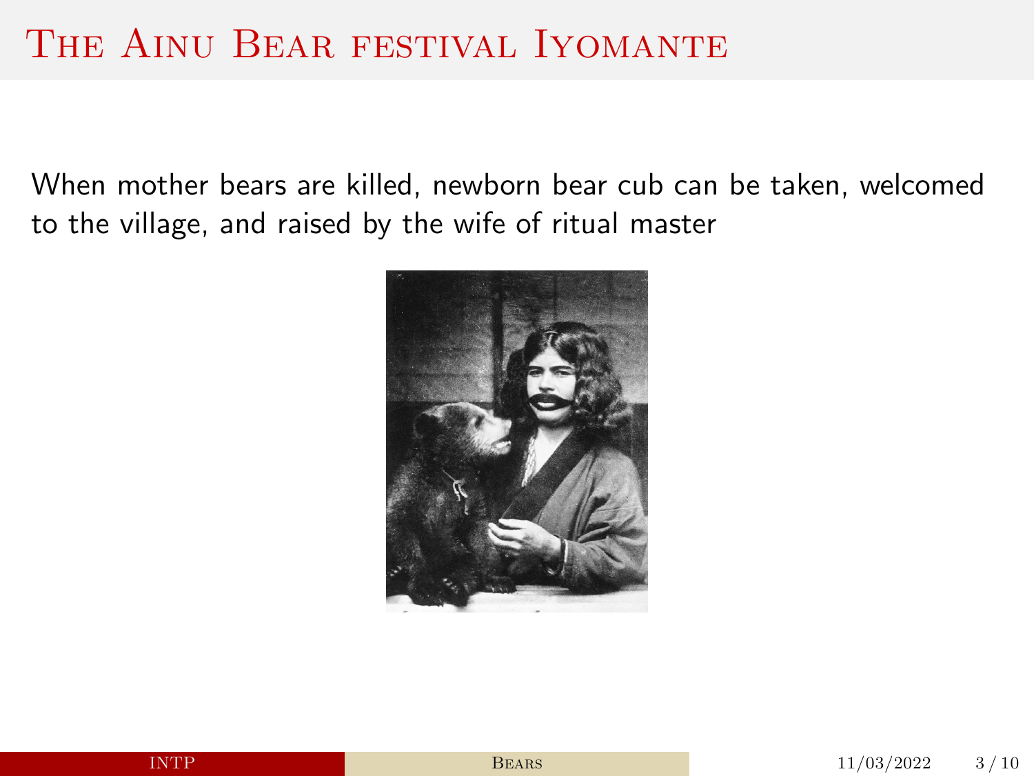# The Ainu Bear festival Iyomante

When mother bears are killed, newborn bear cub can be taken, welcomed to the village, and raised by the wife of ritual master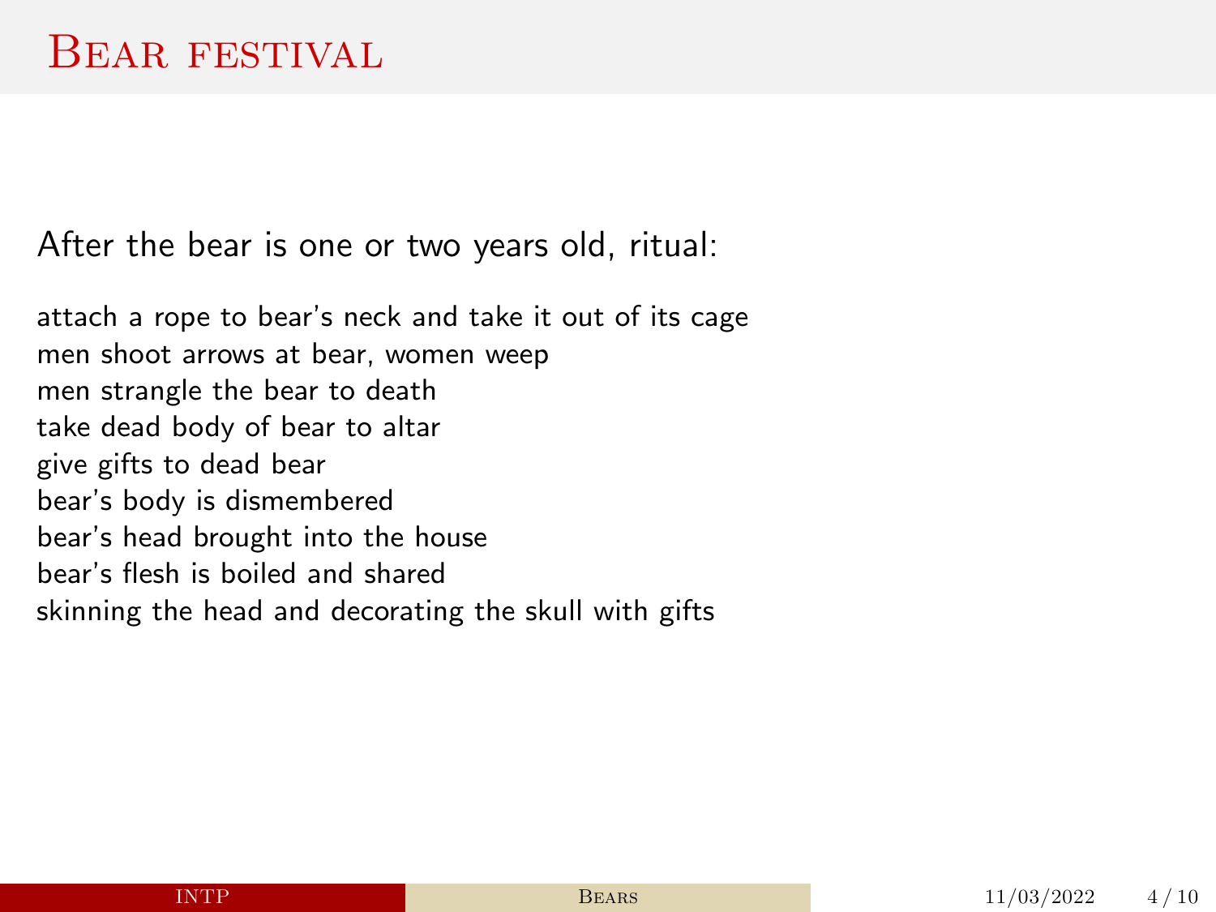# Bear festival

After the bear is one or two years old, ritual:

attach a rope to bear's neck and take it out of its cage
men shoot arrows at bear, women weep
men strangle the bear to death
take dead body of bear to altar
give gifts to dead bear
bear's body is dismembered
bear's head brought into the house
bear's flesh is boiled and shared
skinning the head and decorating the skull with gifts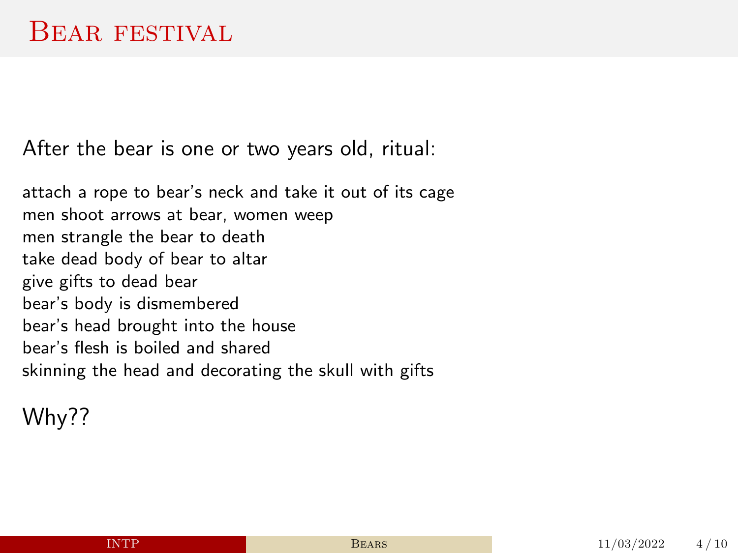# Bear festival

After the bear is one or two years old, ritual:

attach a rope to bear's neck and take it out of its cage
men shoot arrows at bear, women weep
men strangle the bear to death
take dead body of bear to altar
give gifts to dead bear
bear's body is dismembered
bear's head brought into the house
bear's flesh is boiled and shared
skinning the head and decorating the skull with gifts

Why??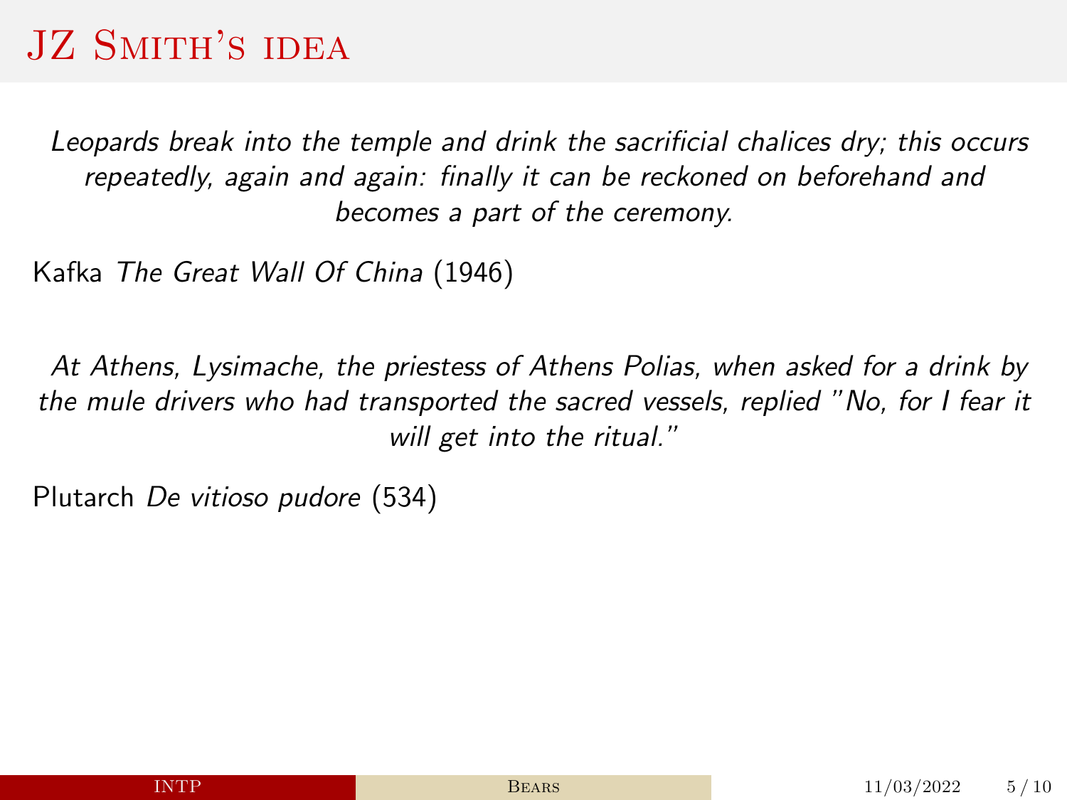# JZ Smith's idea

*Leopards break into the temple and drink the sacrificial chalices dry; this occurs repeatedly, again and again: finally it can be reckoned on beforehand and becomes a part of the ceremony.*

Kafka *The Great Wall Of China* (1946)

*At Athens, Lysimache, the priestess of Athens Polias, when asked for a drink by the mule drivers who had transported the sacred vessels, replied "No, for I fear it will get into the ritual."*

Plutarch *De vitioso pudore* (534)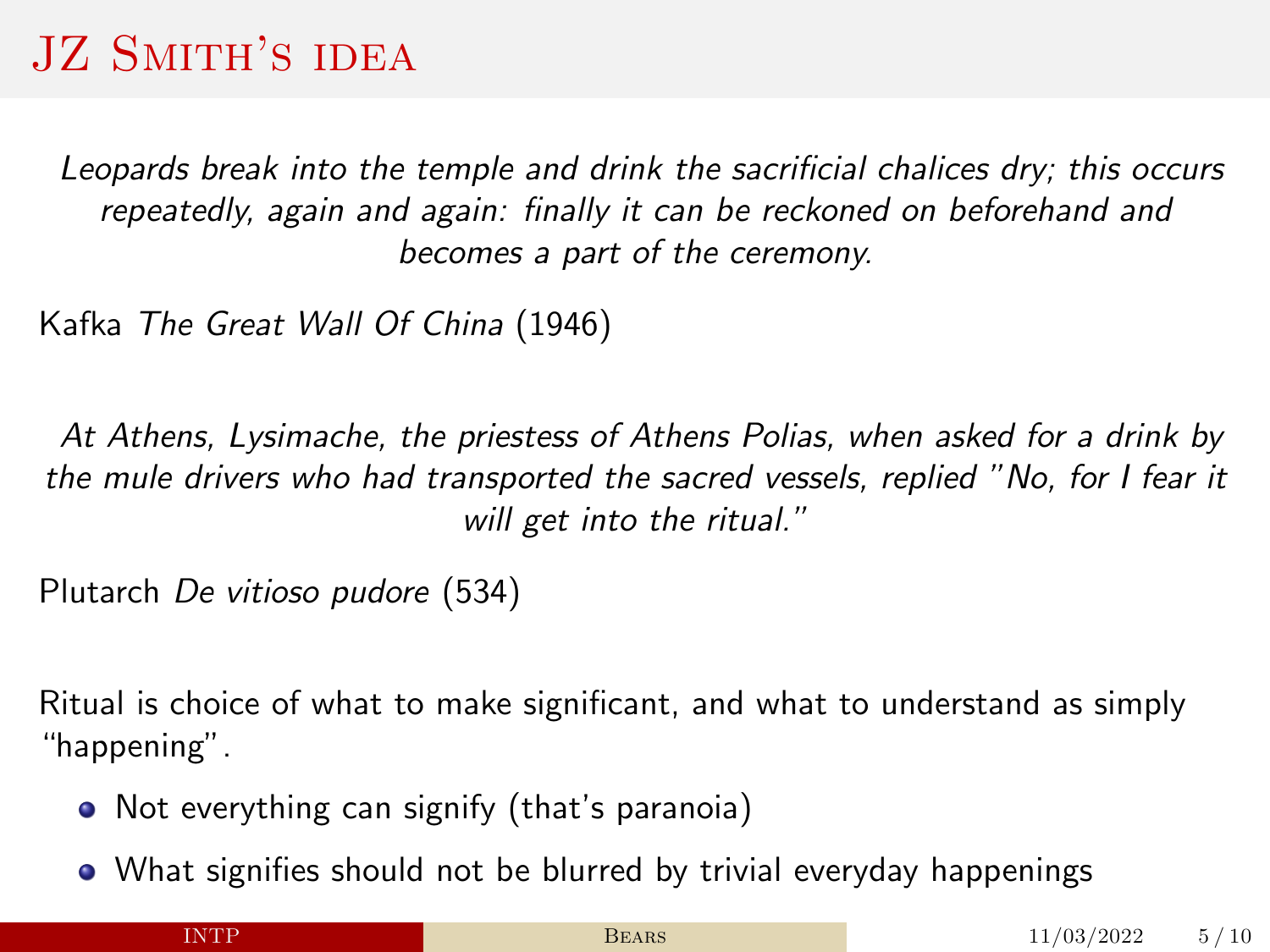# JZ Smith's idea

*Leopards break into the temple and drink the sacrificial chalices dry; this occurs repeatedly, again and again: finally it can be reckoned on beforehand and becomes a part of the ceremony.*

Kafka *The Great Wall Of China* (1946)

*At Athens, Lysimache, the priestess of Athens Polias, when asked for a drink by the mule drivers who had transported the sacred vessels, replied "No, for I fear it will get into the ritual."*

Plutarch *De vitioso pudore* (534)

Ritual is choice of what to make significant, and what to understand as simply "happening".

- Not everything can signify (that's paranoia)
- What signifies should not be blurred by trivial everyday happenings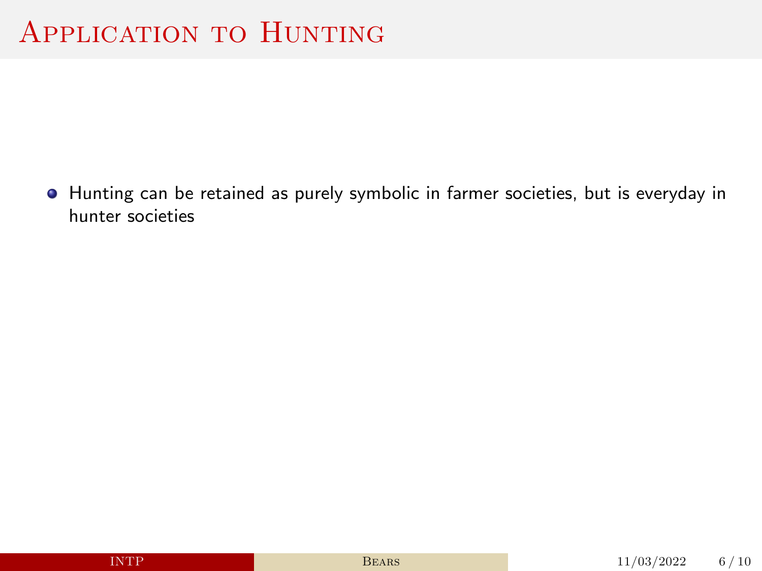# Application to Hunting

- Hunting can be retained as purely symbolic in farmer societies, but is everyday in hunter societies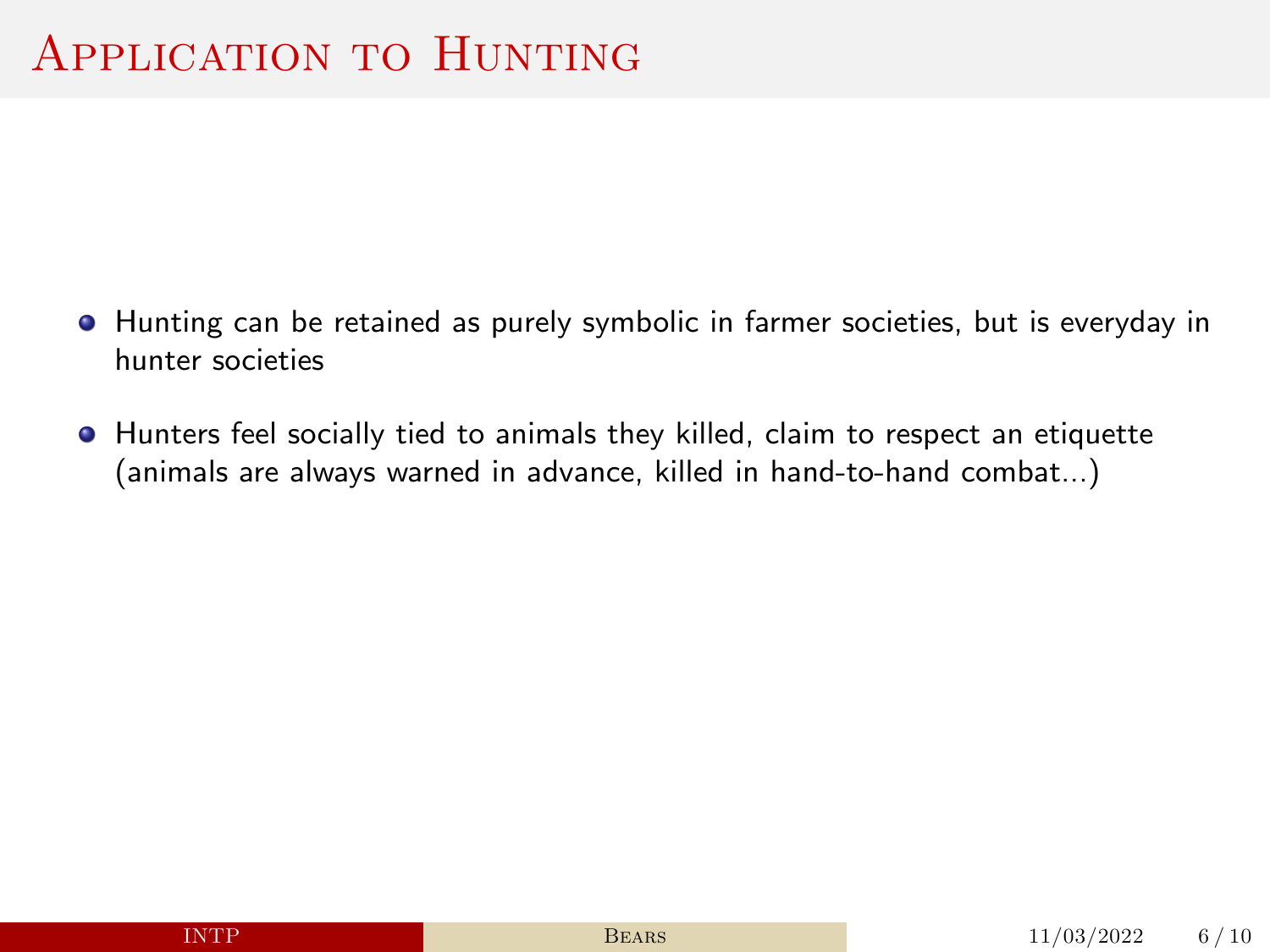# Application to Hunting

- Hunting can be retained as purely symbolic in farmer societies, but is everyday in hunter societies
- Hunters feel socially tied to animals they killed, claim to respect an etiquette (animals are always warned in advance, killed in hand-to-hand combat...)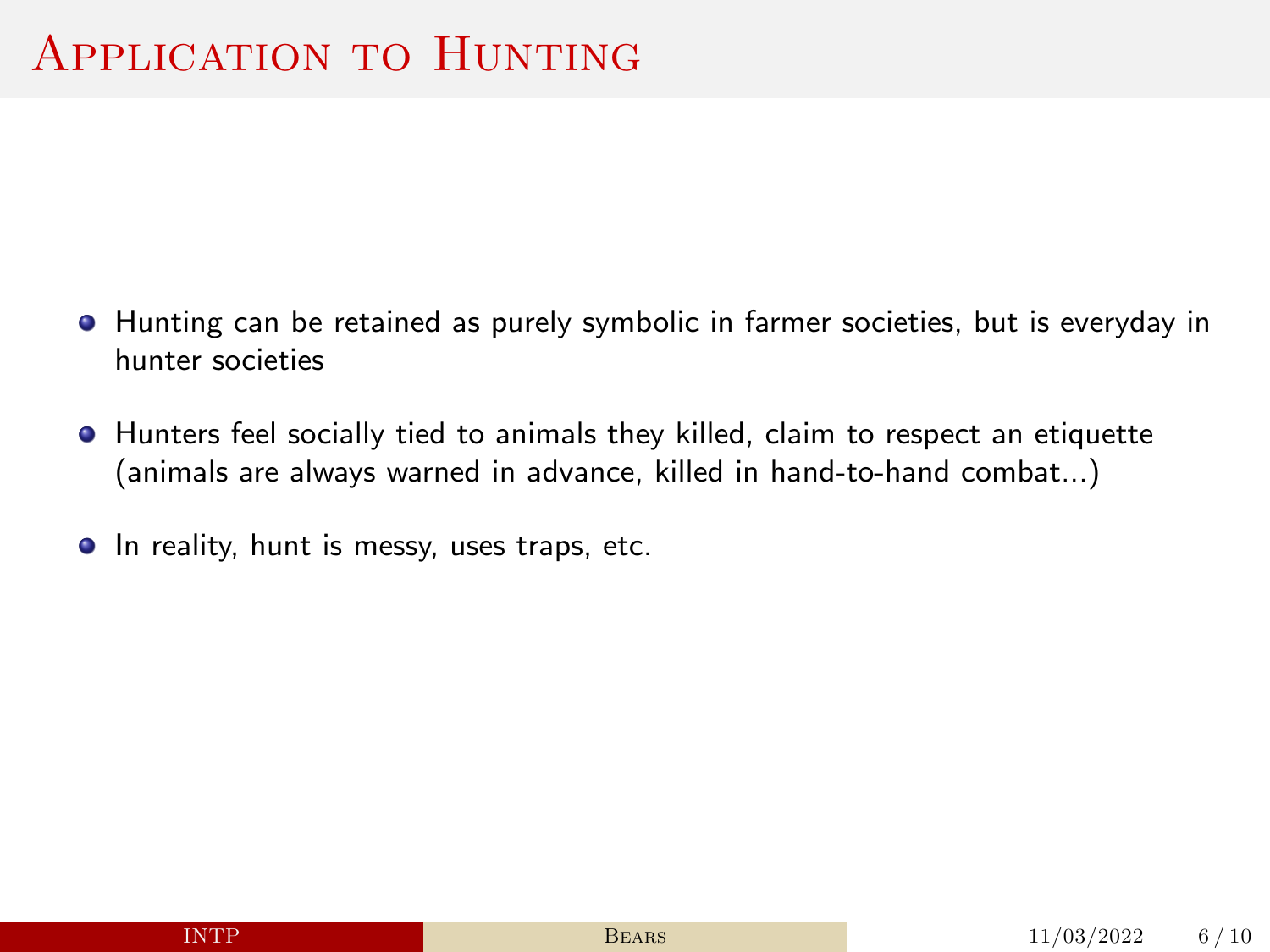# Application to Hunting

- Hunting can be retained as purely symbolic in farmer societies, but is everyday in hunter societies
- Hunters feel socially tied to animals they killed, claim to respect an etiquette (animals are always warned in advance, killed in hand-to-hand combat...)
- In reality, hunt is messy, uses traps, etc.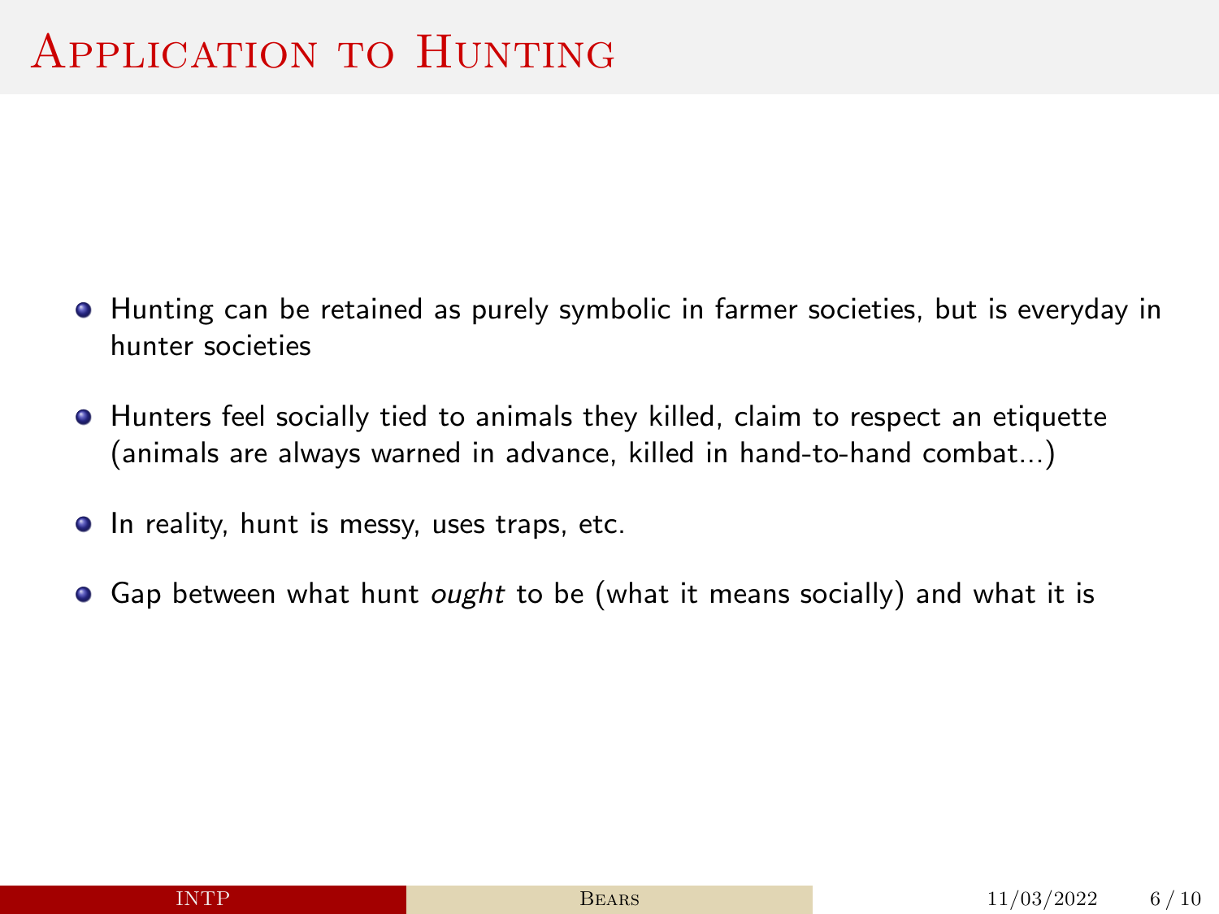# Application to Hunting

- Hunting can be retained as purely symbolic in farmer societies, but is everyday in hunter societies
- Hunters feel socially tied to animals they killed, claim to respect an etiquette (animals are always warned in advance, killed in hand-to-hand combat...)
- In reality, hunt is messy, uses traps, etc.
- Gap between what hunt *ought* to be (what it means socially) and what it is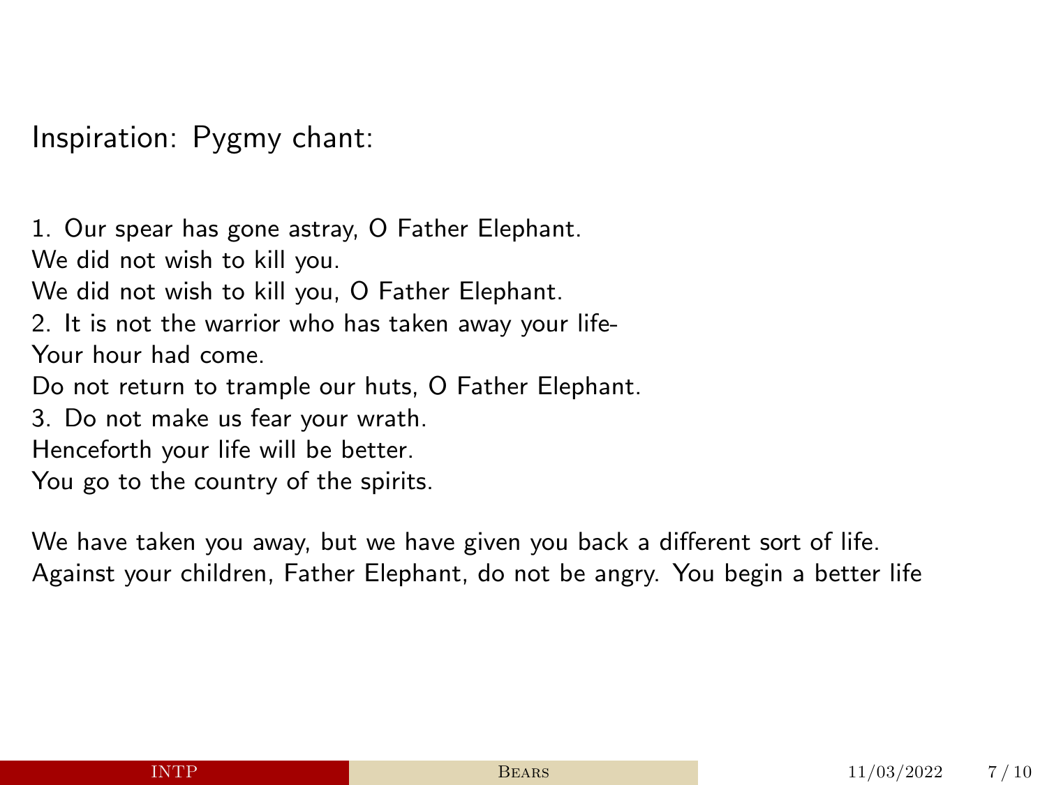Inspiration: Pygmy chant:

1. Our spear has gone astray, O Father Elephant.
We did not wish to kill you.
We did not wish to kill you, O Father Elephant.
2. It is not the warrior who has taken away your life-
Your hour had come.
Do not return to trample our huts, O Father Elephant.
3. Do not make us fear your wrath.
Henceforth your life will be better.
You go to the country of the spirits.

We have taken you away, but we have given you back a different sort of life.
Against your children, Father Elephant, do not be angry. You begin a better life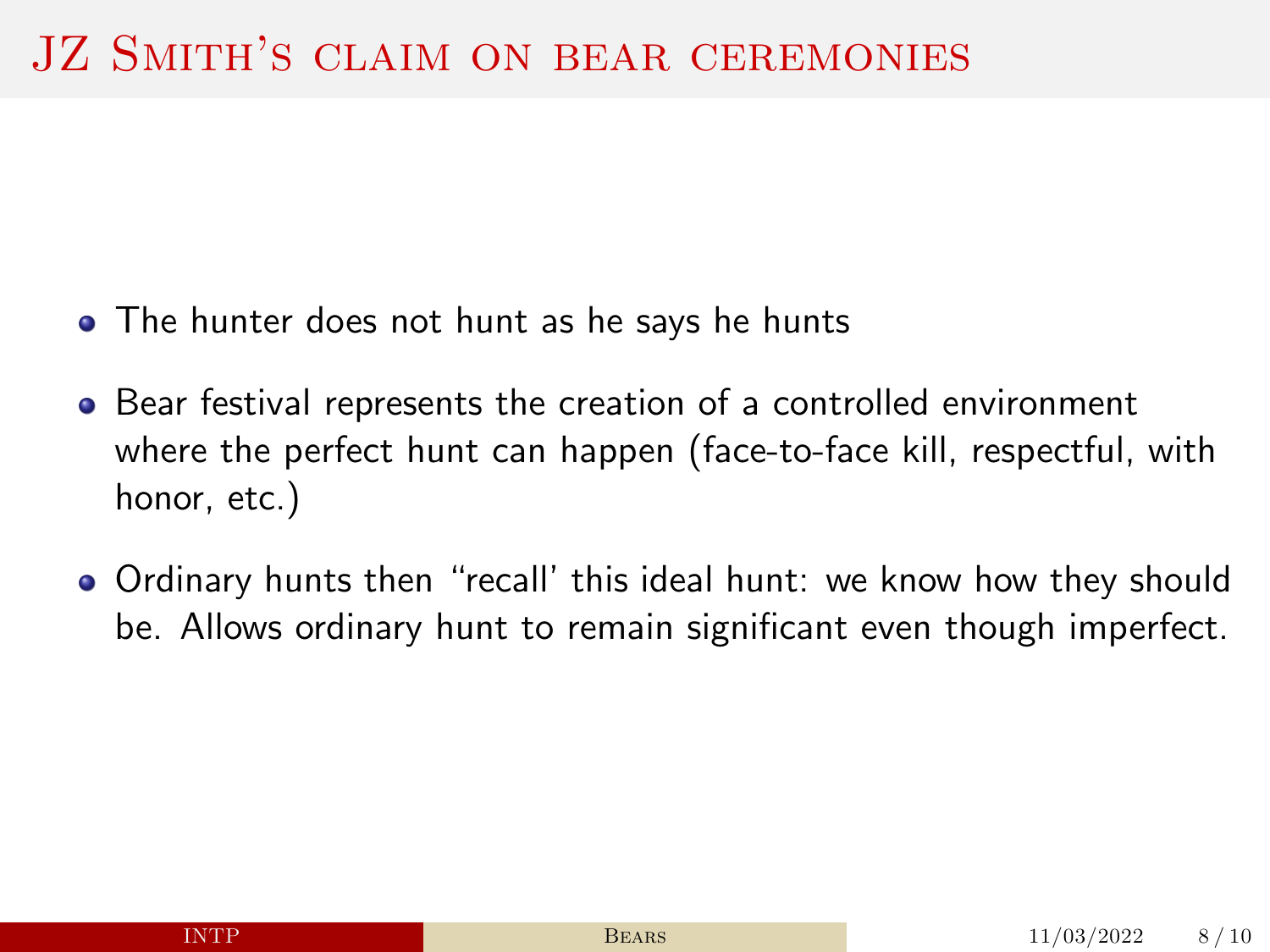# JZ Smith's claim on bear ceremonies

- The hunter does not hunt as he says he hunts
- Bear festival represents the creation of a controlled environment where the perfect hunt can happen (face-to-face kill, respectful, with honor, etc.)
- Ordinary hunts then "recall' this ideal hunt: we know how they should be. Allows ordinary hunt to remain significant even though imperfect.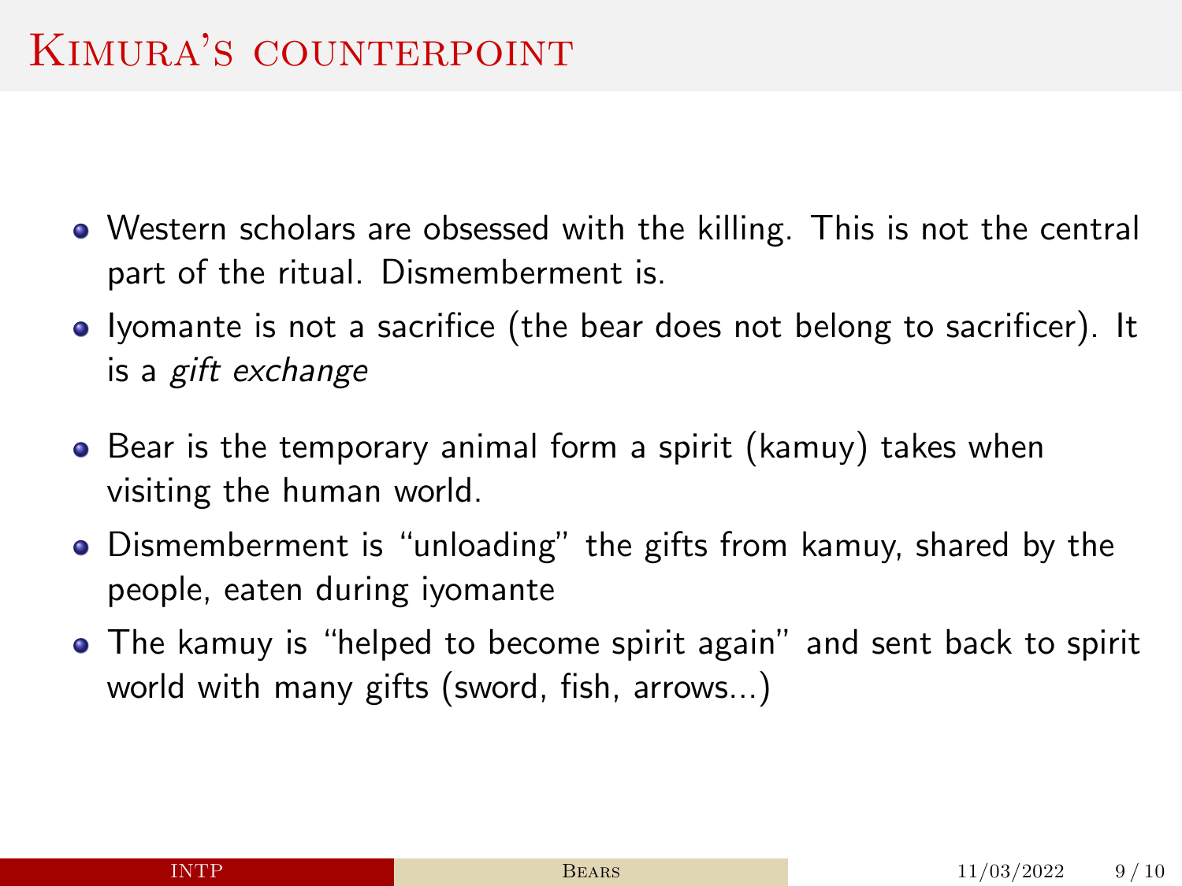# Kimura's counterpoint

- Western scholars are obsessed with the killing. This is not the central part of the ritual. Dismemberment is.
- Iyomante is not a sacrifice (the bear does not belong to sacrificer). It is a *gift exchange*
- Bear is the temporary animal form a spirit (kamuy) takes when visiting the human world.
- Dismemberment is "unloading" the gifts from kamuy, shared by the people, eaten during iyomante
- The kamuy is "helped to become spirit again" and sent back to spirit world with many gifts (sword, fish, arrows...)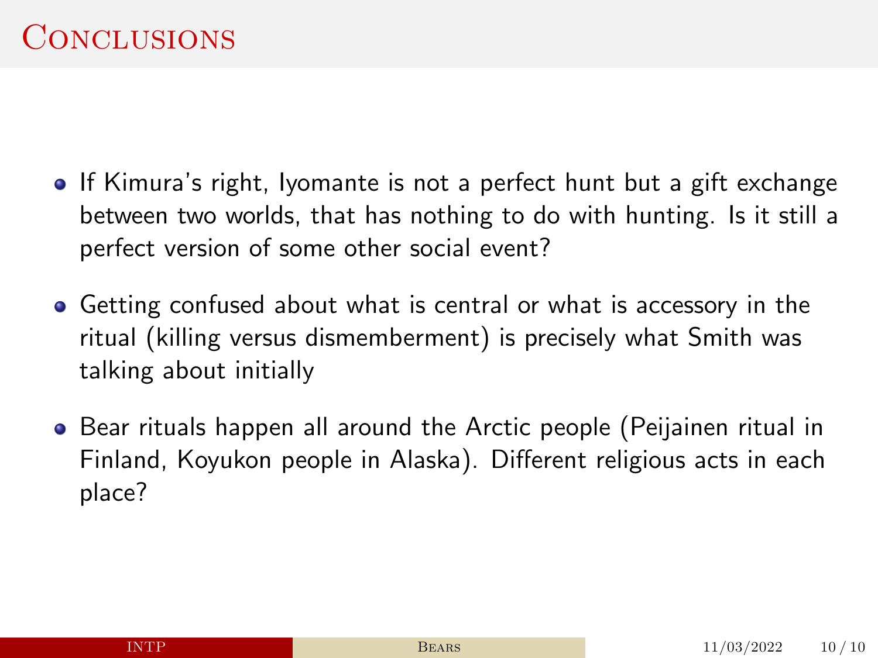# Conclusions

- If Kimura's right, Iyomante is not a perfect hunt but a gift exchange between two worlds, that has nothing to do with hunting. Is it still a perfect version of some other social event?
- Getting confused about what is central or what is accessory in the ritual (killing versus dismemberment) is precisely what Smith was talking about initially
- Bear rituals happen all around the Arctic people (Peijainen ritual in Finland, Koyukon people in Alaska). Different religious acts in each place?